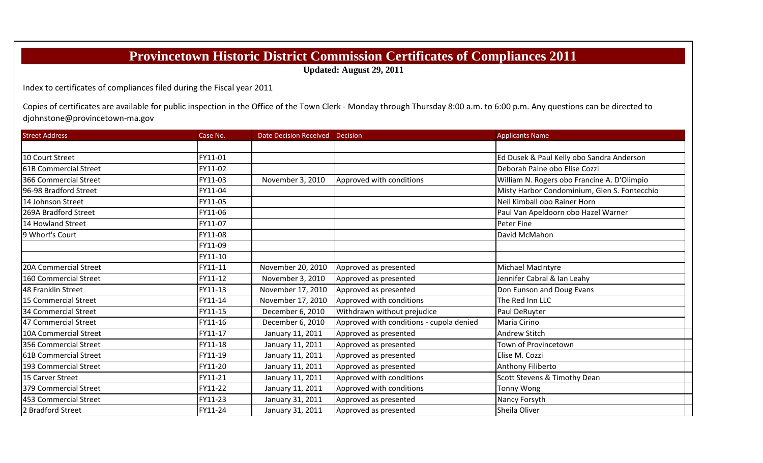# Provincetown Historic District Commission Certificates of Compliances 2011

**Updated: August 29, 2011**

Index to certificates of compliances filed during the Fiscal year 2011

Copies of certificates are available for public inspection in the Office of the Town Clerk - Monday through Thursday 8:00 a.m. to 6:00 p.m. Any questions can be directed to djohnstone@provincetown-ma.gov

| Street Address | Case No. | Date Decision Received | Decision | Applicants Name |
|---|---|---|---|---|
| | | | | |
| 10 Court Street | FY11-01 | | | Ed Dusek & Paul Kelly obo Sandra Anderson |
| 61B Commercial Street | FY11-02 | | | Deborah Paine obo Elise Cozzi |
| 366 Commercial Street | FY11-03 | November 3, 2010 | Approved with conditions | William N. Rogers obo Francine A. D'Olimpio |
| 96-98 Bradford Street | FY11-04 | | | Misty Harbor Condominium, Glen S. Fontecchio |
| 14 Johnson Street | FY11-05 | | | Neil Kimball obo Rainer Horn |
| 269A Bradford Street | FY11-06 | | | Paul Van Apeldoorn obo Hazel Warner |
| 14 Howland Street | FY11-07 | | | Peter Fine |
| 9 Whorf's Court | FY11-08 | | | David McMahon |
| | FY11-09 | | | |
| | FY11-10 | | | |
| 20A Commercial Street | FY11-11 | November 20, 2010 | Approved as presented | Michael MacIntyre |
| 160 Commercial Street | FY11-12 | November 3, 2010 | Approved as presented | Jennifer Cabral & Ian Leahy |
| 48 Franklin Street | FY11-13 | November 17, 2010 | Approved as presented | Don Eunson and Doug Evans |
| 15 Commercial Street | FY11-14 | November 17, 2010 | Approved with conditions | The Red Inn LLC |
| 34 Commercial Street | FY11-15 | December 6, 2010 | Withdrawn without prejudice | Paul DeRuyter |
| 47 Commercial Street | FY11-16 | December 6, 2010 | Approved with conditions - cupola denied | Maria Cirino |
| 10A Commercial Street | FY11-17 | January 11, 2011 | Approved as presented | Andrew Stitch |
| 356 Commercial Street | FY11-18 | January 11, 2011 | Approved as presented | Town of Provincetown |
| 61B Commercial Street | FY11-19 | January 11, 2011 | Approved as presented | Elise M. Cozzi |
| 193 Commercial Street | FY11-20 | January 11, 2011 | Approved as presented | Anthony Filiberto |
| 15 Carver Street | FY11-21 | January 11, 2011 | Approved with conditions | Scott Stevens & Timothy Dean |
| 379 Commercial Street | FY11-22 | January 11, 2011 | Approved with conditions | Tonny Wong |
| 453 Commercial Street | FY11-23 | January 31, 2011 | Approved as presented | Nancy Forsyth |
| 2 Bradford Street | FY11-24 | January 31, 2011 | Approved as presented | Sheila Oliver |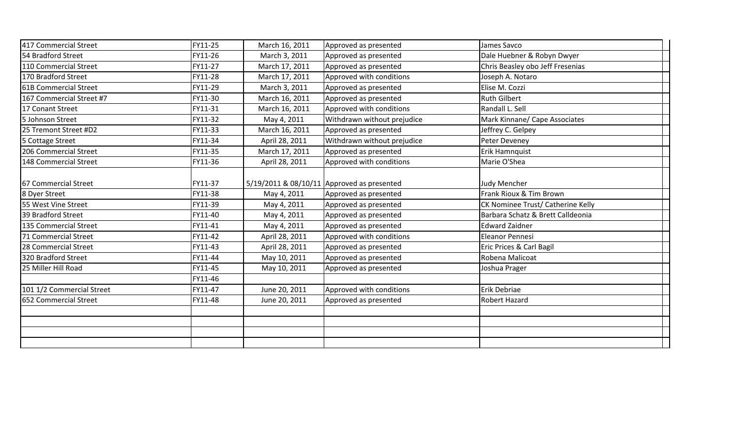| | | | | |
|---|---|---|---|---|
| 417 Commercial Street | FY11-25 | March 16, 2011 | Approved as presented | James Savco |
| 54 Bradford Street | FY11-26 | March 3, 2011 | Approved as presented | Dale Huebner & Robyn Dwyer |
| 110 Commercial Street | FY11-27 | March 17, 2011 | Approved as presented | Chris Beasley obo Jeff Fresenias |
| 170 Bradford Street | FY11-28 | March 17, 2011 | Approved with conditions | Joseph A. Notaro |
| 61B Commercial Street | FY11-29 | March 3, 2011 | Approved as presented | Elise M. Cozzi |
| 167 Commercial Street #7 | FY11-30 | March 16, 2011 | Approved as presented | Ruth Gilbert |
| 17 Conant Street | FY11-31 | March 16, 2011 | Approved with conditions | Randall L. Sell |
| 5 Johnson Street | FY11-32 | May 4, 2011 | Withdrawn without prejudice | Mark Kinnane/ Cape Associates |
| 25 Tremont Street #D2 | FY11-33 | March 16, 2011 | Approved as presented | Jeffrey C. Gelpey |
| 5 Cottage Street | FY11-34 | April 28, 2011 | Withdrawn without prejudice | Peter Deveney |
| 206 Commercial Street | FY11-35 | March 17, 2011 | Approved as presented | Erik Hamnquist |
| 148 Commercial Street | FY11-36 | April 28, 2011 | Approved with conditions | Marie O'Shea |
| 67 Commercial Street | FY11-37 | 5/19/2011 & 08/10/11 | Approved as presented | Judy Mencher |
| 8 Dyer Street | FY11-38 | May 4, 2011 | Approved as presented | Frank Rioux & Tim Brown |
| 55 West Vine Street | FY11-39 | May 4, 2011 | Approved as presented | CK Nominee Trust/ Catherine Kelly |
| 39 Bradford Street | FY11-40 | May 4, 2011 | Approved as presented | Barbara Schatz & Brett Calldeonia |
| 135 Commercial Street | FY11-41 | May 4, 2011 | Approved as presented | Edward Zaidner |
| 71 Commercial Street | FY11-42 | April 28, 2011 | Approved with conditions | Eleanor Pennesi |
| 28 Commercial Street | FY11-43 | April 28, 2011 | Approved as presented | Eric Prices & Carl Bagil |
| 320 Bradford Street | FY11-44 | May 10, 2011 | Approved as presented | Robena Malicoat |
| 25 Miller Hill Road | FY11-45 | May 10, 2011 | Approved as presented | Joshua Prager |
| | FY11-46 | | | |
| 101 1/2 Commercial Street | FY11-47 | June 20, 2011 | Approved with conditions | Erik Debriae |
| 652 Commercial Street | FY11-48 | June 20, 2011 | Approved as presented | Robert Hazard |
| | | | | |
| | | | | |
| | | | | |
| | | | | |